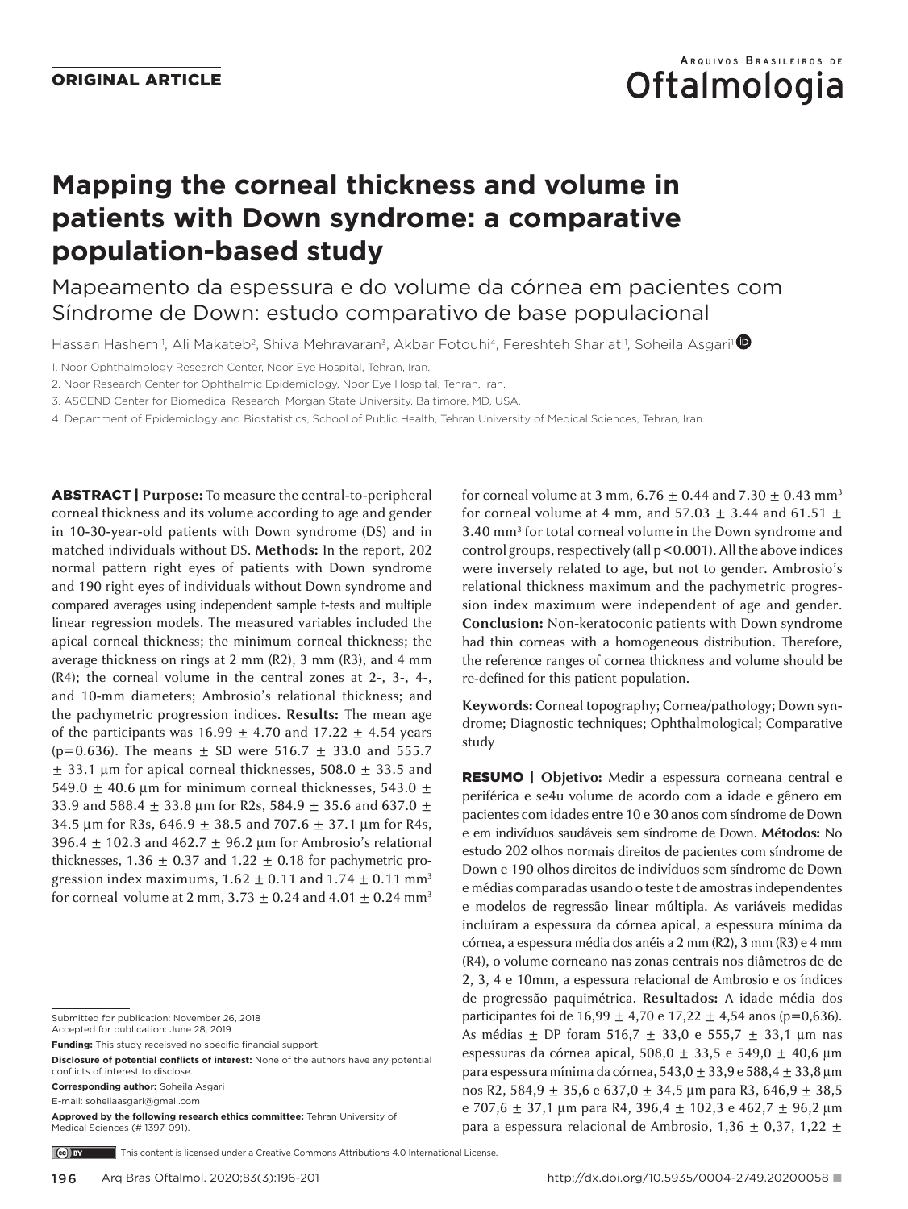ORIGINAL ARTICLE

# Mapping the corneal thickness and volume in patients with Down syndrome: a comparative population-based study

## Mapeamento da espessura e do volume da córnea em pacientes com Síndrome de Down: estudo comparativo de base populacional

Hassan Hashemi[1], Ali Makateb[2], Shiva Mehravaran[3], Akbar Fotouhi[4], Fereshteh Shariati[1], Soheila Asgari[1]

1. Noor Ophthalmology Research Center, Noor Eye Hospital, Tehran, Iran.
2. Noor Research Center for Ophthalmic Epidemiology, Noor Eye Hospital, Tehran, Iran.
3. ASCEND Center for Biomedical Research, Morgan State University, Baltimore, MD, USA.
4. Department of Epidemiology and Biostatistics, School of Public Health, Tehran University of Medical Sciences, Tehran, Iran.

**ABSTRACT | Purpose:** To measure the central-to-peripheral corneal thickness and its volume according to age and gender in 10-30-year-old patients with Down syndrome (DS) and in matched individuals without DS. **Methods:** In the report, 202 normal pattern right eyes of patients with Down syndrome and 190 right eyes of individuals without Down syndrome and compared averages using independent sample t-tests and multiple linear regression models. The measured variables included the apical corneal thickness; the minimum corneal thickness; the average thickness on rings at 2 mm (R2), 3 mm (R3), and 4 mm (R4); the corneal volume in the central zones at 2-, 3-, 4-, and 10-mm diameters; Ambrosio's relational thickness; and the pachymetric progression indices. **Results:** The mean age of the participants was 16.99 ± 4.70 and 17.22 ± 4.54 years (p=0.636). The means ± SD were 516.7 ± 33.0 and 555.7 ± 33.1 μm for apical corneal thicknesses, 508.0 ± 33.5 and 549.0 ± 40.6 μm for minimum corneal thicknesses, 543.0 ± 33.9 and 588.4 ± 33.8 μm for R2s, 584.9 ± 35.6 and 637.0 ± 34.5 μm for R3s, 646.9 ± 38.5 and 707.6 ± 37.1 μm for R4s, 396.4 ± 102.3 and 462.7 ± 96.2 μm for Ambrosio's relational thicknesses, 1.36 ± 0.37 and 1.22 ± 0.18 for pachymetric progression index maximums, 1.62 ± 0.11 and 1.74 ± 0.11 mm$^3$ for corneal volume at 2 mm, 3.73 ± 0.24 and 4.01 ± 0.24 mm$^3$ for corneal volume at 3 mm, 6.76 ± 0.44 and 7.30 ± 0.43 mm$^3$ for corneal volume at 4 mm, and 57.03 ± 3.44 and 61.51 ± 3.40 mm$^3$ for total corneal volume in the Down syndrome and control groups, respectively (all p<0.001). All the above indices were inversely related to age, but not to gender. Ambrosio's relational thickness maximum and the pachymetric progression index maximum were independent of age and gender. **Conclusion:** Non-keratoconic patients with Down syndrome had thin corneas with a homogeneous distribution. Therefore, the reference ranges of cornea thickness and volume should be re-defined for this patient population.

**Keywords:** Corneal topography; Cornea/pathology; Down syndrome; Diagnostic techniques; Ophthalmological; Comparative study

**RESUMO | Objetivo:** Medir a espessura corneana central e periférica e se4u volume de acordo com a idade e gênero em pacientes com idades entre 10 e 30 anos com síndrome de Down e em indivíduos saudáveis sem síndrome de Down. **Métodos:** No estudo 202 olhos normais direitos de pacientes com síndrome de Down e 190 olhos direitos de indivíduos sem síndrome de Down e médias comparadas usando o teste t de amostras independentes e modelos de regressão linear múltipla. As variáveis medidas incluíram a espessura da córnea apical, a espessura mínima da córnea, a espessura média dos anéis a 2 mm (R2), 3 mm (R3) e 4 mm (R4), o volume corneano nas zonas centrais nos diâmetros de de 2, 3, 4 e 10mm, a espessura relacional de Ambrosio e os índices de progressão paquimétrica. **Resultados:** A idade média dos participantes foi de 16,99 ± 4,70 e 17,22 ± 4,54 anos (p=0,636). As médias ± DP foram 516,7 ± 33,0 e 555,7 ± 33,1 μm nas espessuras da córnea apical, 508,0 ± 33,5 e 549,0 ± 40,6 μm para espessura mínima da córnea, 543,0 ± 33,9 e 588,4 ± 33,8 μm nos R2, 584,9 ± 35,6 e 637,0 ± 34,5 μm para R3, 646,9 ± 38,5 e 707,6 ± 37,1 μm para R4, 396,4 ± 102,3 e 462,7 ± 96,2 μm para a espessura relacional de Ambrosio, 1,36 ± 0,37, 1,22 ±

Submitted for publication: November 26, 2018
Accepted for publication: June 28, 2019

**Funding:** This study receisved no specific financial support.

**Disclosure of potential conflicts of interest:** None of the authors have any potential conflicts of interest to disclose.

**Corresponding author:** Soheila Asgari
E-mail: soheilaasgari@gmail.com

**Approved by the following research ethics committee:** Tehran University of Medical Sciences (# 1397-091).

This content is licensed under a Creative Commons Attributions 4.0 International License.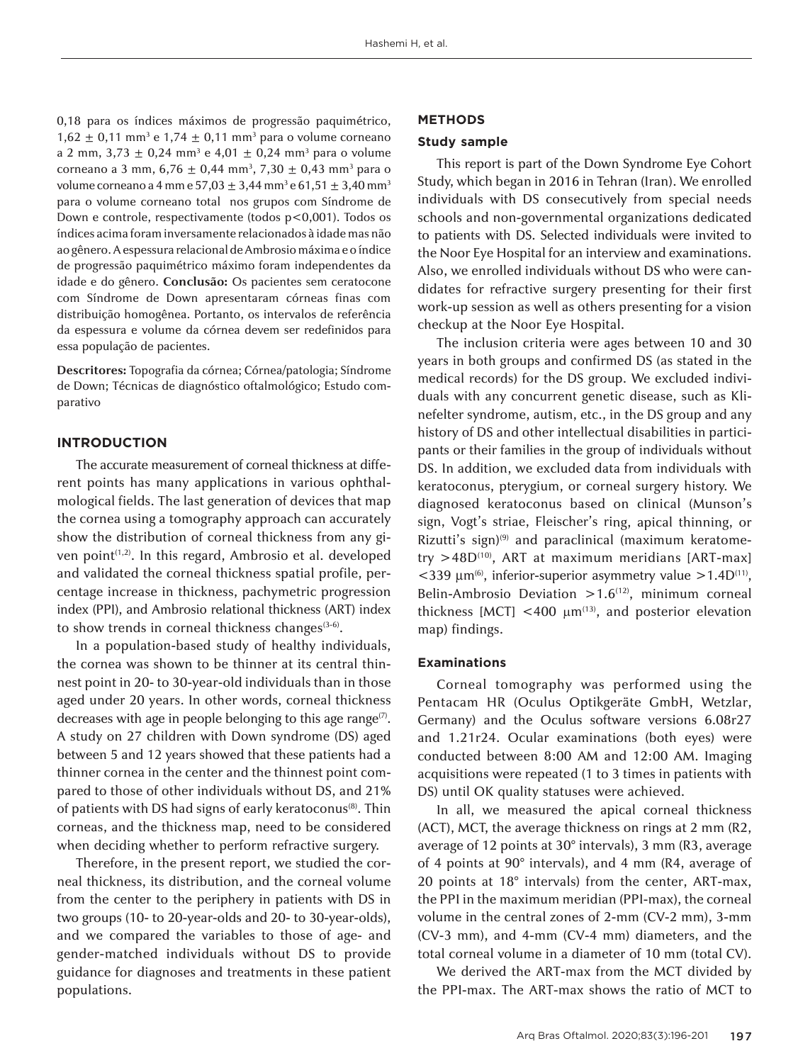0,18 para os índices máximos de progressão paquimétrico, 1,62 ± 0,11 $mm^3$ e 1,74 ± 0,11 $mm^3$ para o volume corneano a 2 mm, 3,73 ± 0,24 $mm^3$ e 4,01 ± 0,24 $mm^3$ para o volume corneano a 3 mm, 6,76 ± 0,44 $mm^3$, 7,30 ± 0,43 $mm^3$ para o volume corneano a 4 mm e 57,03 ± 3,44 $mm^3$ e 61,51 ± 3,40 $mm^3$ para o volume corneano total nos grupos com Síndrome de Down e controle, respectivamente (todos p<0,001). Todos os índices acima foram inversamente relacionados à idade mas não ao gênero. A espessura relacional de Ambrosio máxima e o índice de progressão paquimétrico máximo foram independentes da idade e do gênero. **Conclusão:** Os pacientes sem ceratocone com Síndrome de Down apresentaram córneas finas com distribuição homogênea. Portanto, os intervalos de referência da espessura e volume da córnea devem ser redefinidos para essa população de pacientes.

**Descritores:** Topografia da córnea; Córnea/patologia; Síndrome de Down; Técnicas de diagnóstico oftalmológico; Estudo comparativo

## INTRODUCTION

The accurate measurement of corneal thickness at different points has many applications in various ophthalmological fields. The last generation of devices that map the cornea using a tomography approach can accurately show the distribution of corneal thickness from any given point[1,2]. In this regard, Ambrosio et al. developed and validated the corneal thickness spatial profile, percentage increase in thickness, pachymetric progression index (PPI), and Ambrosio relational thickness (ART) index to show trends in corneal thickness changes[3-6].

In a population-based study of healthy individuals, the cornea was shown to be thinner at its central thinnest point in 20- to 30-year-old individuals than in those aged under 20 years. In other words, corneal thickness decreases with age in people belonging to this age range[7]. A study on 27 children with Down syndrome (DS) aged between 5 and 12 years showed that these patients had a thinner cornea in the center and the thinnest point compared to those of other individuals without DS, and 21% of patients with DS had signs of early keratoconus[8]. Thin corneas, and the thickness map, need to be considered when deciding whether to perform refractive surgery.

Therefore, in the present report, we studied the corneal thickness, its distribution, and the corneal volume from the center to the periphery in patients with DS in two groups (10- to 20-year-olds and 20- to 30-year-olds), and we compared the variables to those of age- and gender-matched individuals without DS to provide guidance for diagnoses and treatments in these patient populations.

## METHODS

### Study sample

This report is part of the Down Syndrome Eye Cohort Study, which began in 2016 in Tehran (Iran). We enrolled individuals with DS consecutively from special needs schools and non-governmental organizations dedicated to patients with DS. Selected individuals were invited to the Noor Eye Hospital for an interview and examinations. Also, we enrolled individuals without DS who were candidates for refractive surgery presenting for their first work-up session as well as others presenting for a vision checkup at the Noor Eye Hospital.

The inclusion criteria were ages between 10 and 30 years in both groups and confirmed DS (as stated in the medical records) for the DS group. We excluded individuals with any concurrent genetic disease, such as Klinefelter syndrome, autism, etc., in the DS group and any history of DS and other intellectual disabilities in participants or their families in the group of individuals without DS. In addition, we excluded data from individuals with keratoconus, pterygium, or corneal surgery history. We diagnosed keratoconus based on clinical (Munson's sign, Vogt's striae, Fleischer's ring, apical thinning, or Rizutti's sign)[9] and paraclinical (maximum keratometry >48D[10], ART at maximum meridians [ART-max] <339 μm[6], inferior-superior asymmetry value >1.4D[11], Belin-Ambrosio Deviation >1.6[12], minimum corneal thickness [MCT] <400 μm[13], and posterior elevation map) findings.

### Examinations

Corneal tomography was performed using the Pentacam HR (Oculus Optikgeräte GmbH, Wetzlar, Germany) and the Oculus software versions 6.08r27 and 1.21r24. Ocular examinations (both eyes) were conducted between 8:00 AM and 12:00 AM. Imaging acquisitions were repeated (1 to 3 times in patients with DS) until OK quality statuses were achieved.

In all, we measured the apical corneal thickness (ACT), MCT, the average thickness on rings at 2 mm (R2, average of 12 points at 30° intervals), 3 mm (R3, average of 4 points at 90° intervals), and 4 mm (R4, average of 20 points at 18° intervals) from the center, ART-max, the PPI in the maximum meridian (PPI-max), the corneal volume in the central zones of 2-mm (CV-2 mm), 3-mm (CV-3 mm), and 4-mm (CV-4 mm) diameters, and the total corneal volume in a diameter of 10 mm (total CV).

We derived the ART-max from the MCT divided by the PPI-max. The ART-max shows the ratio of MCT to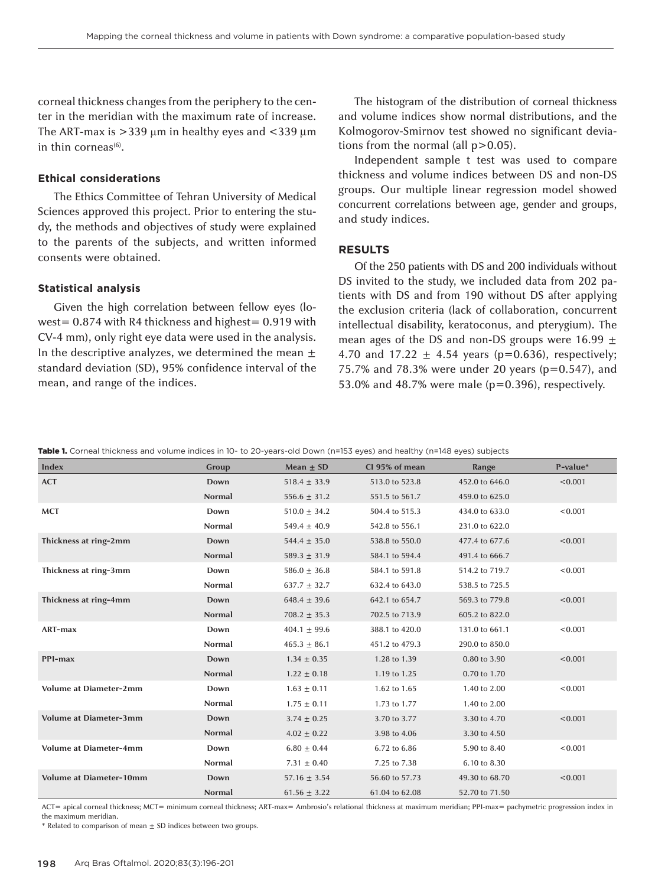corneal thickness changes from the periphery to the center in the meridian with the maximum rate of increase. The ART-max is >339 μm in healthy eyes and <339 μm in thin corneas[6].

### Ethical considerations

The Ethics Committee of Tehran University of Medical Sciences approved this project. Prior to entering the study, the methods and objectives of study were explained to the parents of the subjects, and written informed consents were obtained.

### Statistical analysis

Given the high correlation between fellow eyes (lowest= 0.874 with R4 thickness and highest= 0.919 with CV-4 mm), only right eye data were used in the analysis. In the descriptive analyzes, we determined the mean ± standard deviation (SD), 95% confidence interval of the mean, and range of the indices.

The histogram of the distribution of corneal thickness and volume indices show normal distributions, and the Kolmogorov-Smirnov test showed no significant deviations from the normal (all p>0.05).

Independent sample t test was used to compare thickness and volume indices between DS and non-DS groups. Our multiple linear regression model showed concurrent correlations between age, gender and groups, and study indices.

## RESULTS

Of the 250 patients with DS and 200 individuals without DS invited to the study, we included data from 202 patients with DS and from 190 without DS after applying the exclusion criteria (lack of collaboration, concurrent intellectual disability, keratoconus, and pterygium). The mean ages of the DS and non-DS groups were 16.99 ± 4.70 and 17.22 ± 4.54 years (p=0.636), respectively; 75.7% and 78.3% were under 20 years (p=0.547), and 53.0% and 48.7% were male (p=0.396), respectively.

**Table 1.** Corneal thickness and volume indices in 10- to 20-years-old Down (n=153 eyes) and healthy (n=148 eyes) subjects

| Index | Group | Mean ± SD | CI 95% of mean | Range | P-value* |
|---|---|---|---|---|---|
| ACT | Down | 518.4 ± 33.9 | 513.0 to 523.8 | 452.0 to 646.0 | <0.001 |
| | Normal | 556.6 ± 31.2 | 551.5 to 561.7 | 459.0 to 625.0 | |
| MCT | Down | 510.0 ± 34.2 | 504.4 to 515.3 | 434.0 to 633.0 | <0.001 |
| | Normal | 549.4 ± 40.9 | 542.8 to 556.1 | 231.0 to 622.0 | |
| Thickness at ring-2mm | Down | 544.4 ± 35.0 | 538.8 to 550.0 | 477.4 to 677.6 | <0.001 |
| | Normal | 589.3 ± 31.9 | 584.1 to 594.4 | 491.4 to 666.7 | |
| Thickness at ring-3mm | Down | 586.0 ± 36.8 | 584.1 to 591.8 | 514.2 to 719.7 | <0.001 |
| | Normal | 637.7 ± 32.7 | 632.4 to 643.0 | 538.5 to 725.5 | |
| Thickness at ring-4mm | Down | 648.4 ± 39.6 | 642.1 to 654.7 | 569.3 to 779.8 | <0.001 |
| | Normal | 708.2 ± 35.3 | 702.5 to 713.9 | 605.2 to 822.0 | |
| ART-max | Down | 404.1 ± 99.6 | 388.1 to 420.0 | 131.0 to 661.1 | <0.001 |
| | Normal | 465.3 ± 86.1 | 451.2 to 479.3 | 290.0 to 850.0 | |
| PPI-max | Down | 1.34 ± 0.35 | 1.28 to 1.39 | 0.80 to 3.90 | <0.001 |
| | Normal | 1.22 ± 0.18 | 1.19 to 1.25 | 0.70 to 1.70 | |
| Volume at Diameter-2mm | Down | 1.63 ± 0.11 | 1.62 to 1.65 | 1.40 to 2.00 | <0.001 |
| | Normal | 1.75 ± 0.11 | 1.73 to 1.77 | 1.40 to 2.00 | |
| Volume at Diameter-3mm | Down | 3.74 ± 0.25 | 3.70 to 3.77 | 3.30 to 4.70 | <0.001 |
| | Normal | 4.02 ± 0.22 | 3.98 to 4.06 | 3.30 to 4.50 | |
| Volume at Diameter-4mm | Down | 6.80 ± 0.44 | 6.72 to 6.86 | 5.90 to 8.40 | <0.001 |
| | Normal | 7.31 ± 0.40 | 7.25 to 7.38 | 6.10 to 8.30 | |
| Volume at Diameter-10mm | Down | 57.16 ± 3.54 | 56.60 to 57.73 | 49.30 to 68.70 | <0.001 |
| | Normal | 61.56 ± 3.22 | 61.04 to 62.08 | 52.70 to 71.50 | |

ACT= apical corneal thickness; MCT= minimum corneal thickness; ART-max= Ambrosio's relational thickness at maximum meridian; PPI-max= pachymetric progression index in the maximum meridian.
* Related to comparison of mean ± SD indices between two groups.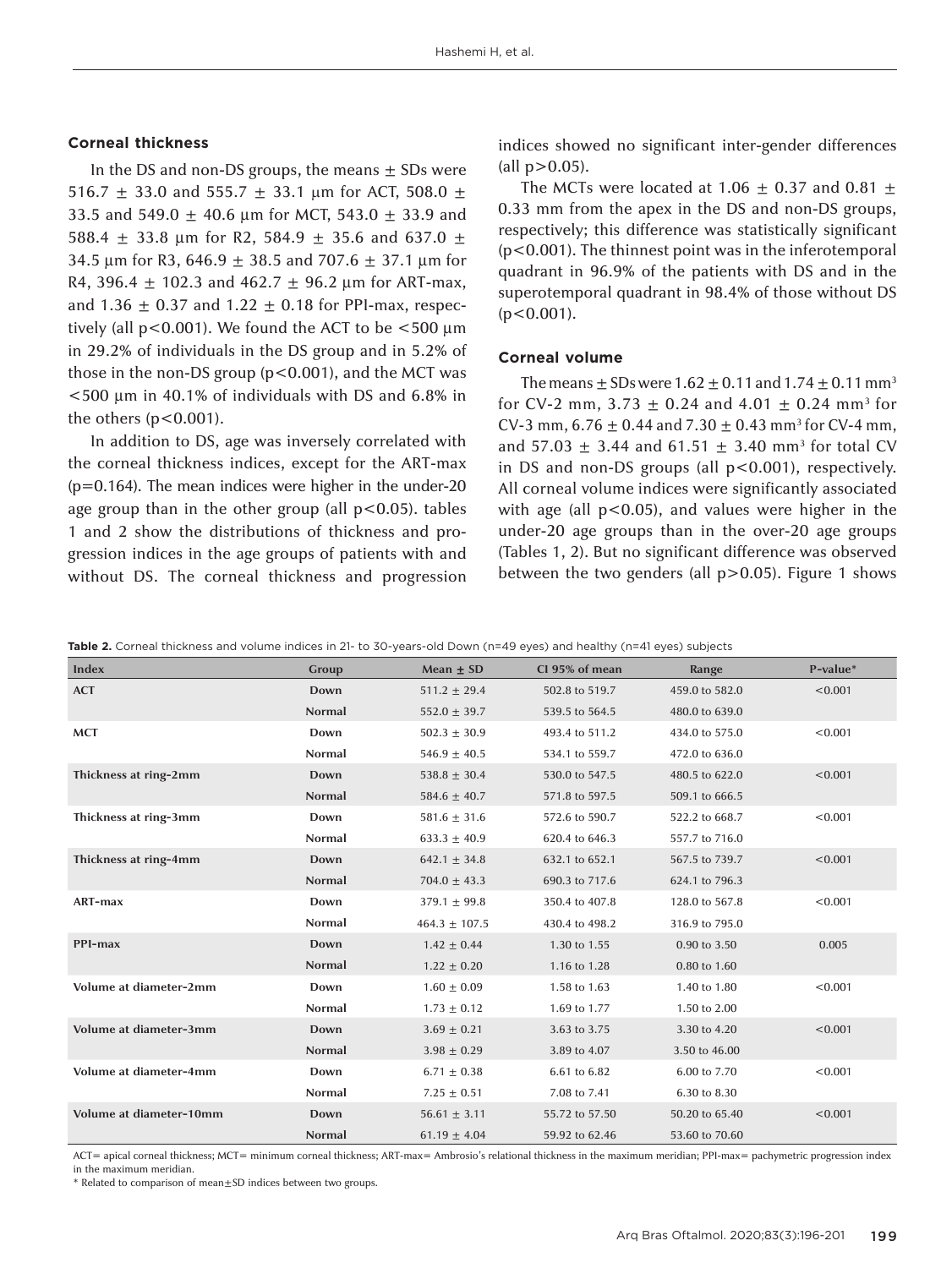### Corneal thickness

In the DS and non-DS groups, the means ± SDs were 516.7 ± 33.0 and 555.7 ± 33.1 µm for ACT, 508.0 ± 33.5 and 549.0 ± 40.6 µm for MCT, 543.0 ± 33.9 and 588.4 ± 33.8 µm for R2, 584.9 ± 35.6 and 637.0 ± 34.5 µm for R3, 646.9 ± 38.5 and 707.6 ± 37.1 µm for R4, 396.4 ± 102.3 and 462.7 ± 96.2 µm for ART-max, and 1.36 ± 0.37 and 1.22 ± 0.18 for PPI-max, respectively (all $p<0.001$). We found the ACT to be <500 µm in 29.2% of individuals in the DS group and in 5.2% of those in the non-DS group ($p<0.001$), and the MCT was <500 µm in 40.1% of individuals with DS and 6.8% in the others ($p<0.001$).

In addition to DS, age was inversely correlated with the corneal thickness indices, except for the ART-max ($p=0.164$). The mean indices were higher in the under-20 age group than in the other group (all $p<0.05$). tables 1 and 2 show the distributions of thickness and progression indices in the age groups of patients with and without DS. The corneal thickness and progression indices showed no significant inter-gender differences (all $p>0.05$).

The MCTs were located at 1.06 ± 0.37 and 0.81 ± 0.33 mm from the apex in the DS and non-DS groups, respectively; this difference was statistically significant ($p<0.001$). The thinnest point was in the inferotemporal quadrant in 96.9% of the patients with DS and in the superotemporal quadrant in 98.4% of those without DS ($p<0.001$).

### Corneal volume

The means ± SDs were 1.62 ± 0.11 and 1.74 ± 0.11 mm$^3$ for CV-2 mm, 3.73 ± 0.24 and 4.01 ± 0.24 mm$^3$ for CV-3 mm, 6.76 ± 0.44 and 7.30 ± 0.43 mm$^3$ for CV-4 mm, and 57.03 ± 3.44 and 61.51 ± 3.40 mm$^3$ for total CV in DS and non-DS groups (all $p<0.001$), respectively. All corneal volume indices were significantly associated with age (all $p<0.05$), and values were higher in the under-20 age groups than in the over-20 age groups (Tables 1, 2). But no significant difference was observed between the two genders (all $p>0.05$). Figure 1 shows

**Table 2.** Corneal thickness and volume indices in 21- to 30-years-old Down (n=49 eyes) and healthy (n=41 eyes) subjects

| Index | Group | Mean ± SD | CI 95% of mean | Range | P-value* |
|---|---|---|---|---|---|
| ACT | Down | 511.2 ± 29.4 | 502.8 to 519.7 | 459.0 to 582.0 | <0.001 |
| | Normal | 552.0 ± 39.7 | 539.5 to 564.5 | 480.0 to 639.0 | |
| MCT | Down | 502.3 ± 30.9 | 493.4 to 511.2 | 434.0 to 575.0 | <0.001 |
| | Normal | 546.9 ± 40.5 | 534.1 to 559.7 | 472.0 to 636.0 | |
| Thickness at ring-2mm | Down | 538.8 ± 30.4 | 530.0 to 547.5 | 480.5 to 622.0 | <0.001 |
| | Normal | 584.6 ± 40.7 | 571.8 to 597.5 | 509.1 to 666.5 | |
| Thickness at ring-3mm | Down | 581.6 ± 31.6 | 572.6 to 590.7 | 522.2 to 668.7 | <0.001 |
| | Normal | 633.3 ± 40.9 | 620.4 to 646.3 | 557.7 to 716.0 | |
| Thickness at ring-4mm | Down | 642.1 ± 34.8 | 632.1 to 652.1 | 567.5 to 739.7 | <0.001 |
| | Normal | 704.0 ± 43.3 | 690.3 to 717.6 | 624.1 to 796.3 | |
| ART-max | Down | 379.1 ± 99.8 | 350.4 to 407.8 | 128.0 to 567.8 | <0.001 |
| | Normal | 464.3 ± 107.5 | 430.4 to 498.2 | 316.9 to 795.0 | |
| PPI-max | Down | 1.42 ± 0.44 | 1.30 to 1.55 | 0.90 to 3.50 | 0.005 |
| | Normal | 1.22 ± 0.20 | 1.16 to 1.28 | 0.80 to 1.60 | |
| Volume at diameter-2mm | Down | 1.60 ± 0.09 | 1.58 to 1.63 | 1.40 to 1.80 | <0.001 |
| | Normal | 1.73 ± 0.12 | 1.69 to 1.77 | 1.50 to 2.00 | |
| Volume at diameter-3mm | Down | 3.69 ± 0.21 | 3.63 to 3.75 | 3.30 to 4.20 | <0.001 |
| | Normal | 3.98 ± 0.29 | 3.89 to 4.07 | 3.50 to 46.00 | |
| Volume at diameter-4mm | Down | 6.71 ± 0.38 | 6.61 to 6.82 | 6.00 to 7.70 | <0.001 |
| | Normal | 7.25 ± 0.51 | 7.08 to 7.41 | 6.30 to 8.30 | |
| Volume at diameter-10mm | Down | 56.61 ± 3.11 | 55.72 to 57.50 | 50.20 to 65.40 | <0.001 |
| | Normal | 61.19 ± 4.04 | 59.92 to 62.46 | 53.60 to 70.60 | |

ACT= apical corneal thickness; MCT= minimum corneal thickness; ART-max= Ambrosio's relational thickness in the maximum meridian; PPI-max= pachymetric progression index in the maximum meridian.

* Related to comparison of mean±SD indices between two groups.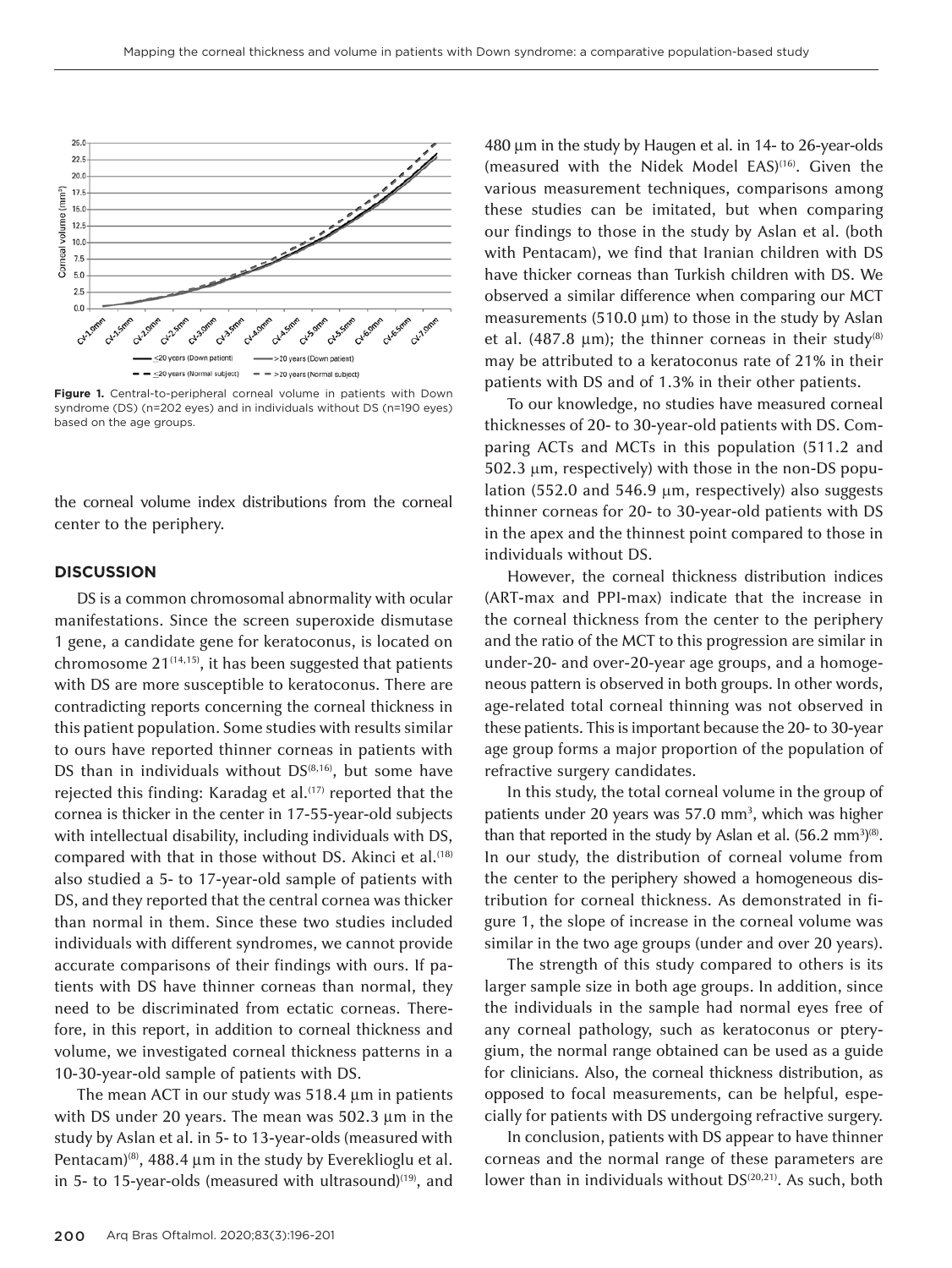Figure 1. Central-to-peripheral corneal volume in patients with Down syndrome (DS) (n=202 eyes) and in individuals without DS (n=190 eyes) based on the age groups.

the corneal volume index distributions from the corneal center to the periphery.

## DISCUSSION

DS is a common chromosomal abnormality with ocular manifestations. Since the screen superoxide dismutase 1 gene, a candidate gene for keratoconus, is located on chromosome 21[14,15], it has been suggested that patients with DS are more susceptible to keratoconus. There are contradicting reports concerning the corneal thickness in this patient population. Some studies with results similar to ours have reported thinner corneas in patients with DS than in individuals without DS[8,16], but some have rejected this finding: Karadag et al.[17] reported that the cornea is thicker in the center in 17-55-year-old subjects with intellectual disability, including individuals with DS, compared with that in those without DS. Akinci et al.[18] also studied a 5- to 17-year-old sample of patients with DS, and they reported that the central cornea was thicker than normal in them. Since these two studies included individuals with different syndromes, we cannot provide accurate comparisons of their findings with ours. If patients with DS have thinner corneas than normal, they need to be discriminated from ectatic corneas. Therefore, in this report, in addition to corneal thickness and volume, we investigated corneal thickness patterns in a 10-30-year-old sample of patients with DS.

The mean ACT in our study was 518.4 µm in patients with DS under 20 years. The mean was 502.3 µm in the study by Aslan et al. in 5- to 13-year-olds (measured with Pentacam)[8], 488.4 µm in the study by Evereklioglu et al. in 5- to 15-year-olds (measured with ultrasound)[19], and 480 µm in the study by Haugen et al. in 14- to 26-year-olds (measured with the Nidek Model EAS)[16]. Given the various measurement techniques, comparisons among these studies can be imitated, but when comparing our findings to those in the study by Aslan et al. (both with Pentacam), we find that Iranian children with DS have thicker corneas than Turkish children with DS. We observed a similar difference when comparing our MCT measurements (510.0 µm) to those in the study by Aslan et al. (487.8 µm); the thinner corneas in their study[8] may be attributed to a keratoconus rate of 21% in their patients with DS and of 1.3% in their other patients.

To our knowledge, no studies have measured corneal thicknesses of 20- to 30-year-old patients with DS. Comparing ACTs and MCTs in this population (511.2 and 502.3 µm, respectively) with those in the non-DS population (552.0 and 546.9 µm, respectively) also suggests thinner corneas for 20- to 30-year-old patients with DS in the apex and the thinnest point compared to those in individuals without DS.

However, the corneal thickness distribution indices (ART-max and PPI-max) indicate that the increase in the corneal thickness from the center to the periphery and the ratio of the MCT to this progression are similar in under-20- and over-20-year age groups, and a homogeneous pattern is observed in both groups. In other words, age-related total corneal thinning was not observed in these patients. This is important because the 20- to 30-year age group forms a major proportion of the population of refractive surgery candidates.

In this study, the total corneal volume in the group of patients under 20 years was 57.0 mm$^3$, which was higher than that reported in the study by Aslan et al. (56.2 mm$^3$)[8]. In our study, the distribution of corneal volume from the center to the periphery showed a homogeneous distribution for corneal thickness. As demonstrated in figure 1, the slope of increase in the corneal volume was similar in the two age groups (under and over 20 years).

The strength of this study compared to others is its larger sample size in both age groups. In addition, since the individuals in the sample had normal eyes free of any corneal pathology, such as keratoconus or pterygium, the normal range obtained can be used as a guide for clinicians. Also, the corneal thickness distribution, as opposed to focal measurements, can be helpful, especially for patients with DS undergoing refractive surgery.

In conclusion, patients with DS appear to have thinner corneas and the normal range of these parameters are lower than in individuals without DS[20,21]. As such, both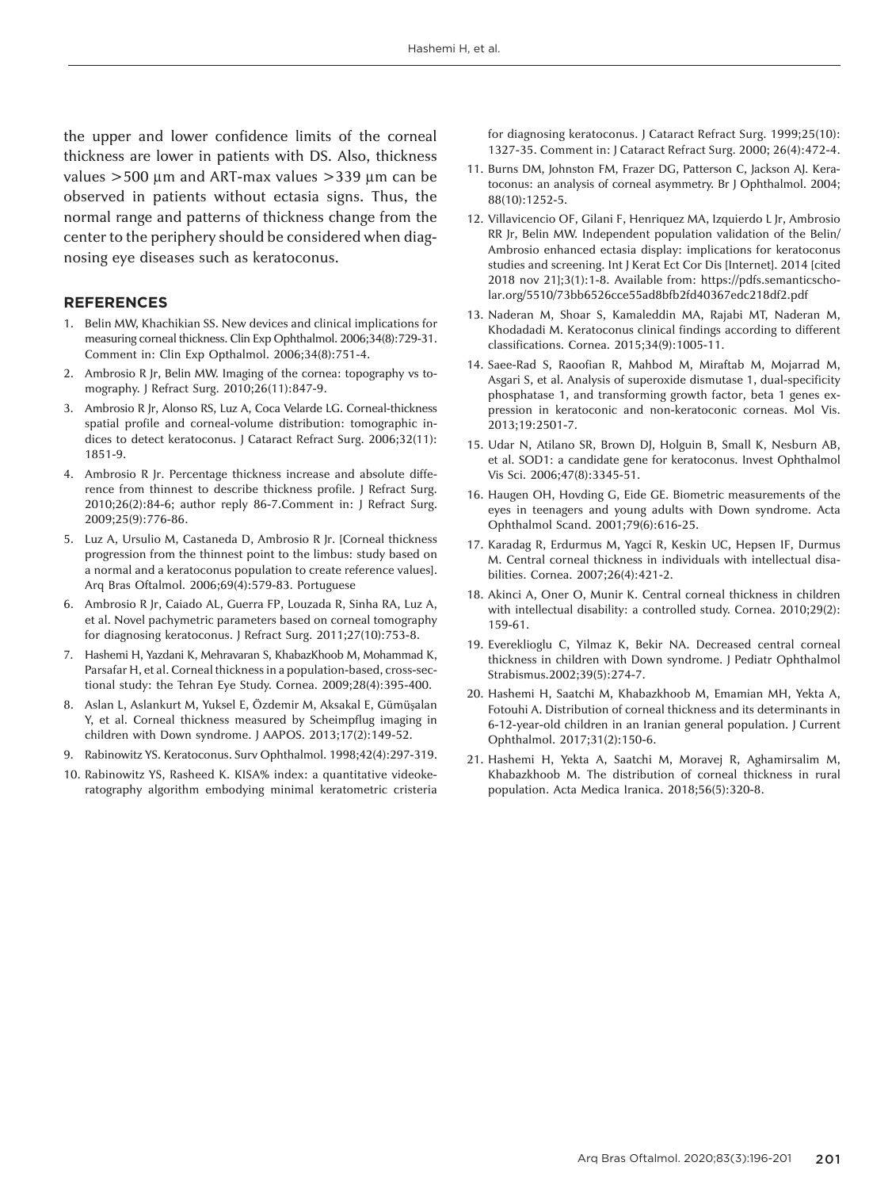the upper and lower confidence limits of the corneal thickness are lower in patients with DS. Also, thickness values >500 µm and ART-max values >339 µm can be observed in patients without ectasia signs. Thus, the normal range and patterns of thickness change from the center to the periphery should be considered when diagnosing eye diseases such as keratoconus.

## REFERENCES

1. Belin MW, Khachikian SS. New devices and clinical implications for measuring corneal thickness. Clin Exp Ophthalmol. 2006;34(8):729-31. Comment in: Clin Exp Opthalmol. 2006;34(8):751-4.
2. Ambrosio R Jr, Belin MW. Imaging of the cornea: topography vs tomography. J Refract Surg. 2010;26(11):847-9.
3. Ambrosio R Jr, Alonso RS, Luz A, Coca Velarde LG. Corneal-thickness spatial profile and corneal-volume distribution: tomographic indices to detect keratoconus. J Cataract Refract Surg. 2006;32(11): 1851-9.
4. Ambrosio R Jr. Percentage thickness increase and absolute difference from thinnest to describe thickness profile. J Refract Surg. 2010;26(2):84-6; author reply 86-7.Comment in: J Refract Surg. 2009;25(9):776-86.
5. Luz A, Ursulio M, Castaneda D, Ambrosio R Jr. [Corneal thickness progression from the thinnest point to the limbus: study based on a normal and a keratoconus population to create reference values]. Arq Bras Oftalmol. 2006;69(4):579-83. Portuguese
6. Ambrosio R Jr, Caiado AL, Guerra FP, Louzada R, Sinha RA, Luz A, et al. Novel pachymetric parameters based on corneal tomography for diagnosing keratoconus. J Refract Surg. 2011;27(10):753-8.
7. Hashemi H, Yazdani K, Mehravaran S, KhabazKhoob M, Mohammad K, Parsafar H, et al. Corneal thickness in a population-based, cross-sectional study: the Tehran Eye Study. Cornea. 2009;28(4):395-400.
8. Aslan L, Aslankurt M, Yuksel E, Özdemir M, Aksakal E, Gümüşalan Y, et al. Corneal thickness measured by Scheimpflug imaging in children with Down syndrome. J AAPOS. 2013;17(2):149-52.
9. Rabinowitz YS. Keratoconus. Surv Ophthalmol. 1998;42(4):297-319.
10. Rabinowitz YS, Rasheed K. KISA% index: a quantitative videokeratography algorithm embodying minimal keratometric cristeria for diagnosing keratoconus. J Cataract Refract Surg. 1999;25(10): 1327-35. Comment in: J Cataract Refract Surg. 2000; 26(4):472-4.
11. Burns DM, Johnston FM, Frazer DG, Patterson C, Jackson AJ. Keratoconus: an analysis of corneal asymmetry. Br J Ophthalmol. 2004; 88(10):1252-5.
12. Villavicencio OF, Gilani F, Henriquez MA, Izquierdo L Jr, Ambrosio RR Jr, Belin MW. Independent population validation of the Belin/Ambrosio enhanced ectasia display: implications for keratoconus studies and screening. Int J Kerat Ect Cor Dis [Internet]. 2014 [cited 2018 nov 21];3(1):1-8. Available from: https://pdfs.semanticscholar.org/5510/73bb6526cce55ad8bfb2fd40367edc218df2.pdf
13. Naderan M, Shoar S, Kamaleddin MA, Rajabi MT, Naderan M, Khodadadi M. Keratoconus clinical findings according to different classifications. Cornea. 2015;34(9):1005-11.
14. Saee-Rad S, Raoofian R, Mahbod M, Miraftab M, Mojarrad M, Asgari S, et al. Analysis of superoxide dismutase 1, dual-specificity phosphatase 1, and transforming growth factor, beta 1 genes expression in keratoconic and non-keratoconic corneas. Mol Vis. 2013;19:2501-7.
15. Udar N, Atilano SR, Brown DJ, Holguin B, Small K, Nesburn AB, et al. SOD1: a candidate gene for keratoconus. Invest Ophthalmol Vis Sci. 2006;47(8):3345-51.
16. Haugen OH, Hovding G, Eide GE. Biometric measurements of the eyes in teenagers and young adults with Down syndrome. Acta Ophthalmol Scand. 2001;79(6):616-25.
17. Karadag R, Erdurmus M, Yagci R, Keskin UC, Hepsen IF, Durmus M. Central corneal thickness in individuals with intellectual disabilities. Cornea. 2007;26(4):421-2.
18. Akinci A, Oner O, Munir K. Central corneal thickness in children with intellectual disability: a controlled study. Cornea. 2010;29(2): 159-61.
19. Evereklioglu C, Yilmaz K, Bekir NA. Decreased central corneal thickness in children with Down syndrome. J Pediatr Ophthalmol Strabismus.2002;39(5):274-7.
20. Hashemi H, Saatchi M, Khabazkhoob M, Emamian MH, Yekta A, Fotouhi A. Distribution of corneal thickness and its determinants in 6-12-year-old children in an Iranian general population. J Current Ophthalmol. 2017;31(2):150-6.
21. Hashemi H, Yekta A, Saatchi M, Moravej R, Aghamirsalim M, Khabazkhoob M. The distribution of corneal thickness in rural population. Acta Medica Iranica. 2018;56(5):320-8.